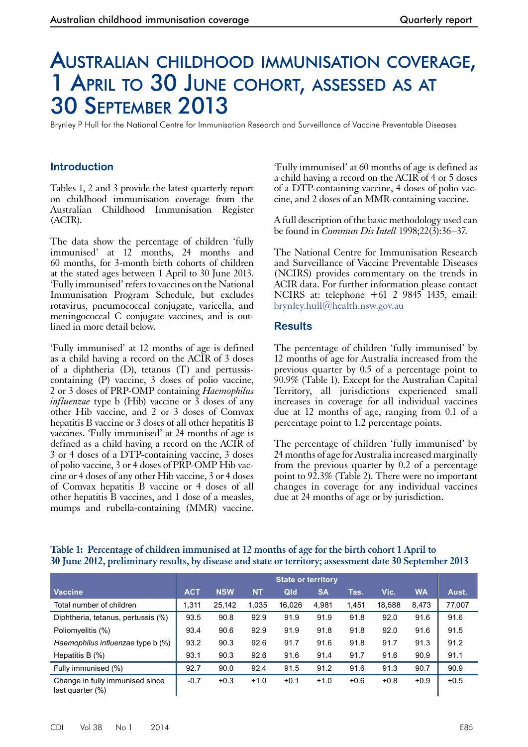# Australian childhood immunisation coverage, 1 April to 30 June cohort, assessed as at 30 September 2013

Brynley P Hull for the National Centre for Immunisation Research and Surveillance of Vaccine Preventable Diseases

## Introduction

Tables 1, 2 and 3 provide the latest quarterly report on childhood immunisation coverage from the Australian Childhood Immunisation Register (ACIR).

The data show the percentage of children 'fully immunised' at 12 months, 24 months and 60 months, for 3-month birth cohorts of children at the stated ages between 1 April to 30 June 2013. 'Fully immunised' refers to vaccines on the National Immunisation Program Schedule, but excludes rotavirus, pneumococcal conjugate, varicella, and meningococcal C conjugate vaccines, and is outlined in more detail below.

'Fully immunised' at 12 months of age is defined as a child having a record on the ACIR of 3 doses of a diphtheria (D), tetanus (T) and pertussis-containing (P) vaccine, 3 doses of polio vaccine, 2 or 3 doses of PRP-OMP containing *Haemophilus influenzae* type b (Hib) vaccine or 3 doses of any other Hib vaccine, and 2 or 3 doses of Comvax hepatitis B vaccine or 3 doses of all other hepatitis B vaccines. 'Fully immunised' at 24 months of age is defined as a child having a record on the ACIR of 3 or 4 doses of a DTP-containing vaccine, 3 doses of polio vaccine, 3 or 4 doses of PRP-OMP Hib vaccine or 4 doses of any other Hib vaccine, 3 or 4 doses of Comvax hepatitis B vaccine or 4 doses of all other hepatitis B vaccines, and 1 dose of a measles, mumps and rubella-containing (MMR) vaccine. 'Fully immunised' at 60 months of age is defined as a child having a record on the ACIR of 4 or 5 doses of a DTP-containing vaccine, 4 doses of polio vaccine, and 2 doses of an MMR-containing vaccine.

A full description of the basic methodology used can be found in *Commun Dis Intell* 1998;22(3):36–37.

The National Centre for Immunisation Research and Surveillance of Vaccine Preventable Diseases (NCIRS) provides commentary on the trends in ACIR data. For further information please contact NCIRS at: telephone +61 2 9845 1435, email: brynley.hull@health.nsw.gov.au

## Results

The percentage of children 'fully immunised' by 12 months of age for Australia increased from the previous quarter by 0.5 of a percentage point to 90.9% (Table 1). Except for the Australian Capital Territory, all jurisdictions experienced small increases in coverage for all individual vaccines due at 12 months of age, ranging from 0.1 of a percentage point to 1.2 percentage points.

The percentage of children 'fully immunised' by 24 months of age for Australia increased marginally from the previous quarter by 0.2 of a percentage point to 92.3% (Table 2). There were no important changes in coverage for any individual vaccines due at 24 months of age or by jurisdiction.

**Table 1: Percentage of children immunised at 12 months of age for the birth cohort 1 April to 30 June 2012, preliminary results, by disease and state or territory; assessment date 30 September 2013**

| | State or territory | | | | | | | | |
|---|---|---|---|---|---|---|---|---|---|
| Vaccine | ACT | NSW | NT | Qld | SA | Tas. | Vic. | WA | Aust. |
| Total number of children | 1,311 | 25,142 | 1,035 | 16,026 | 4,981 | 1,451 | 18,588 | 8,473 | 77,007 |
| Diphtheria, tetanus, pertussis (%) | 93.5 | 90.8 | 92.9 | 91.9 | 91.9 | 91.8 | 92.0 | 91.6 | 91.6 |
| Poliomyelitis (%) | 93.4 | 90.6 | 92.9 | 91.9 | 91.8 | 91.8 | 92.0 | 91.6 | 91.5 |
| *Haemophilus influenzae* type b (%) | 93.2 | 90.3 | 92.6 | 91.7 | 91.6 | 91.8 | 91.7 | 91.3 | 91.2 |
| Hepatitis B (%) | 93.1 | 90.3 | 92.6 | 91.6 | 91.4 | 91.7 | 91.6 | 90.9 | 91.1 |
| Fully immunised (%) | 92.7 | 90.0 | 92.4 | 91.5 | 91.2 | 91.6 | 91.3 | 90.7 | 90.9 |
| Change in fully immunised since last quarter (%) | -0.7 | +0.3 | +1.0 | +0.1 | +1.0 | +0.6 | +0.8 | +0.9 | +0.5 |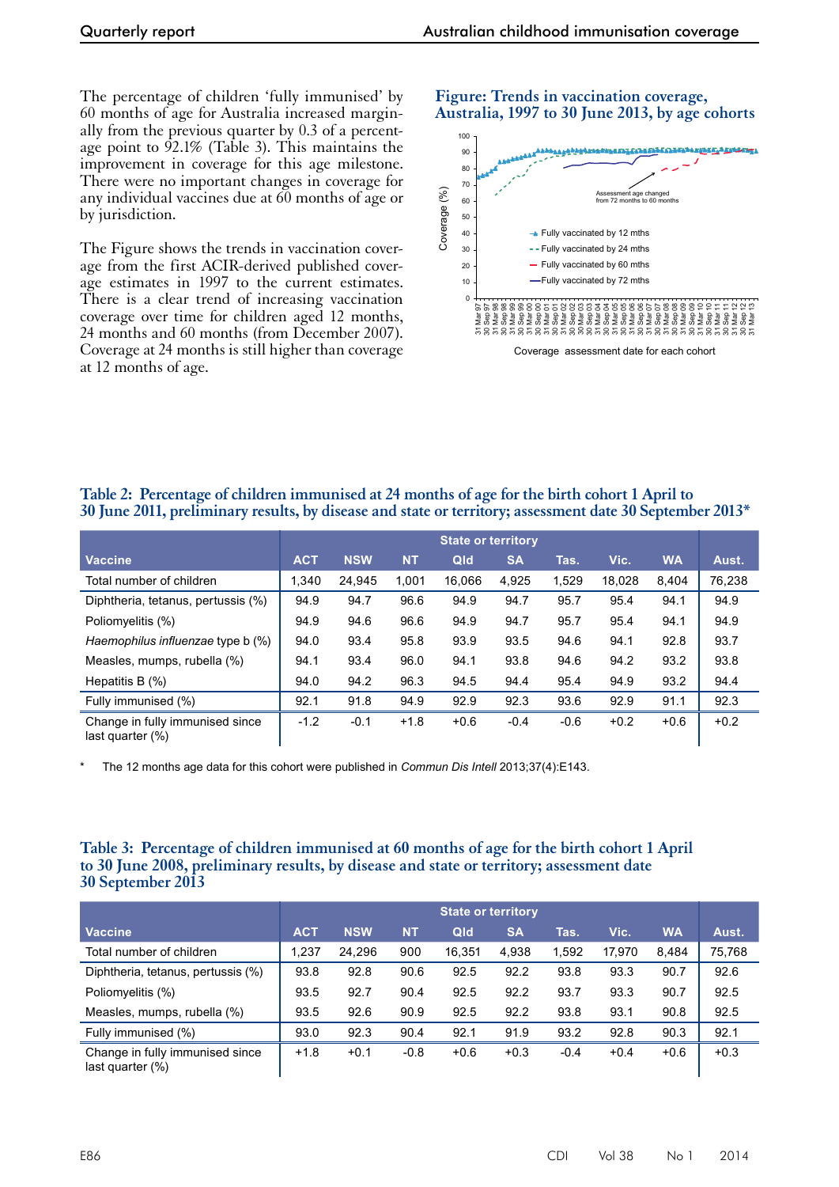The percentage of children 'fully immunised' by 60 months of age for Australia increased marginally from the previous quarter by 0.3 of a percentage point to 92.1% (Table 3). This maintains the improvement in coverage for this age milestone. There were no important changes in coverage for any individual vaccines due at 60 months of age or by jurisdiction.

The Figure shows the trends in vaccination coverage from the first ACIR-derived published coverage estimates in 1997 to the current estimates. There is a clear trend of increasing vaccination coverage over time for children aged 12 months, 24 months and 60 months (from December 2007). Coverage at 24 months is still higher than coverage at 12 months of age.

## Figure: Trends in vaccination coverage, Australia, 1997 to 30 June 2013, by age cohorts

Coverage (%)

100
90
80
70
60
50
40
30
20
10
0

Assessment age changed from 72 months to 60 months

Fully vaccinated by 12 mths
Fully vaccinated by 24 mths
Fully vaccinated by 60 mths
Fully vaccinated by 72 mths

31 Mar 97, 30 Sep 97, 31 Mar 98, 30 Sep 98, 31 Mar 99, 30 Sep 99, 31 Mar 00, 30 Sep 00, 31 Mar 01, 30 Sep 01, 31 Mar 02, 30 Sep 02, 30 Mar 03, 30 Sep 03, 31 Mar 04, 30 Sep 04, 31 Mar 05, 30 Sep 05, 31 Mar 06, 30 Sep 06, 31 Mar 07, 30 Sep 07, 31 Mar 08, 30 Sep 08, 31 Mar 09, 30 Sep 09, 31 Mar 10, 30 Sep 10, 31 Mar 11, 30 Sep 11, 31 Mar 12, 30 Sep 12, 31 Mar 13

Coverage assessment date for each cohort

## Table 2: Percentage of children immunised at 24 months of age for the birth cohort 1 April to 30 June 2011, preliminary results, by disease and state or territory; assessment date 30 September 2013*

| Vaccine | State or territory | | | | | | | | Aust. |
|---|---|---|---|---|---|---|---|---|---|
| | ACT | NSW | NT | Qld | SA | Tas. | Vic. | WA | |
| Total number of children | 1,340 | 24,945 | 1,001 | 16,066 | 4,925 | 1,529 | 18,028 | 8,404 | 76,238 |
| Diphtheria, tetanus, pertussis (%) | 94.9 | 94.7 | 96.6 | 94.9 | 94.7 | 95.7 | 95.4 | 94.1 | 94.9 |
| Poliomyelitis (%) | 94.9 | 94.6 | 96.6 | 94.9 | 94.7 | 95.7 | 95.4 | 94.1 | 94.9 |
| *Haemophilus influenzae* type b (%) | 94.0 | 93.4 | 95.8 | 93.9 | 93.5 | 94.6 | 94.1 | 92.8 | 93.7 |
| Measles, mumps, rubella (%) | 94.1 | 93.4 | 96.0 | 94.1 | 93.8 | 94.6 | 94.2 | 93.2 | 93.8 |
| Hepatitis B (%) | 94.0 | 94.2 | 96.3 | 94.5 | 94.4 | 95.4 | 94.9 | 93.2 | 94.4 |
| Fully immunised (%) | 92.1 | 91.8 | 94.9 | 92.9 | 92.3 | 93.6 | 92.9 | 91.1 | 92.3 |
| Change in fully immunised since last quarter (%) | -1.2 | -0.1 | +1.8 | +0.6 | -0.4 | -0.6 | +0.2 | +0.6 | +0.2 |

\* The 12 months age data for this cohort were published in *Commun Dis Intell* 2013;37(4):E143.

## Table 3: Percentage of children immunised at 60 months of age for the birth cohort 1 April to 30 June 2008, preliminary results, by disease and state or territory; assessment date 30 September 2013

| Vaccine | State or territory | | | | | | | | Aust. |
|---|---|---|---|---|---|---|---|---|---|
| | ACT | NSW | NT | Qld | SA | Tas. | Vic. | WA | |
| Total number of children | 1,237 | 24,296 | 900 | 16,351 | 4,938 | 1,592 | 17,970 | 8,484 | 75,768 |
| Diphtheria, tetanus, pertussis (%) | 93.8 | 92.8 | 90.6 | 92.5 | 92.2 | 93.8 | 93.3 | 90.7 | 92.6 |
| Poliomyelitis (%) | 93.5 | 92.7 | 90.4 | 92.5 | 92.2 | 93.7 | 93.3 | 90.7 | 92.5 |
| Measles, mumps, rubella (%) | 93.5 | 92.6 | 90.9 | 92.5 | 92.2 | 93.8 | 93.1 | 90.8 | 92.5 |
| Fully immunised (%) | 93.0 | 92.3 | 90.4 | 92.1 | 91.9 | 93.2 | 92.8 | 90.3 | 92.1 |
| Change in fully immunised since last quarter (%) | +1.8 | +0.1 | -0.8 | +0.6 | +0.3 | -0.4 | +0.4 | +0.6 | +0.3 |